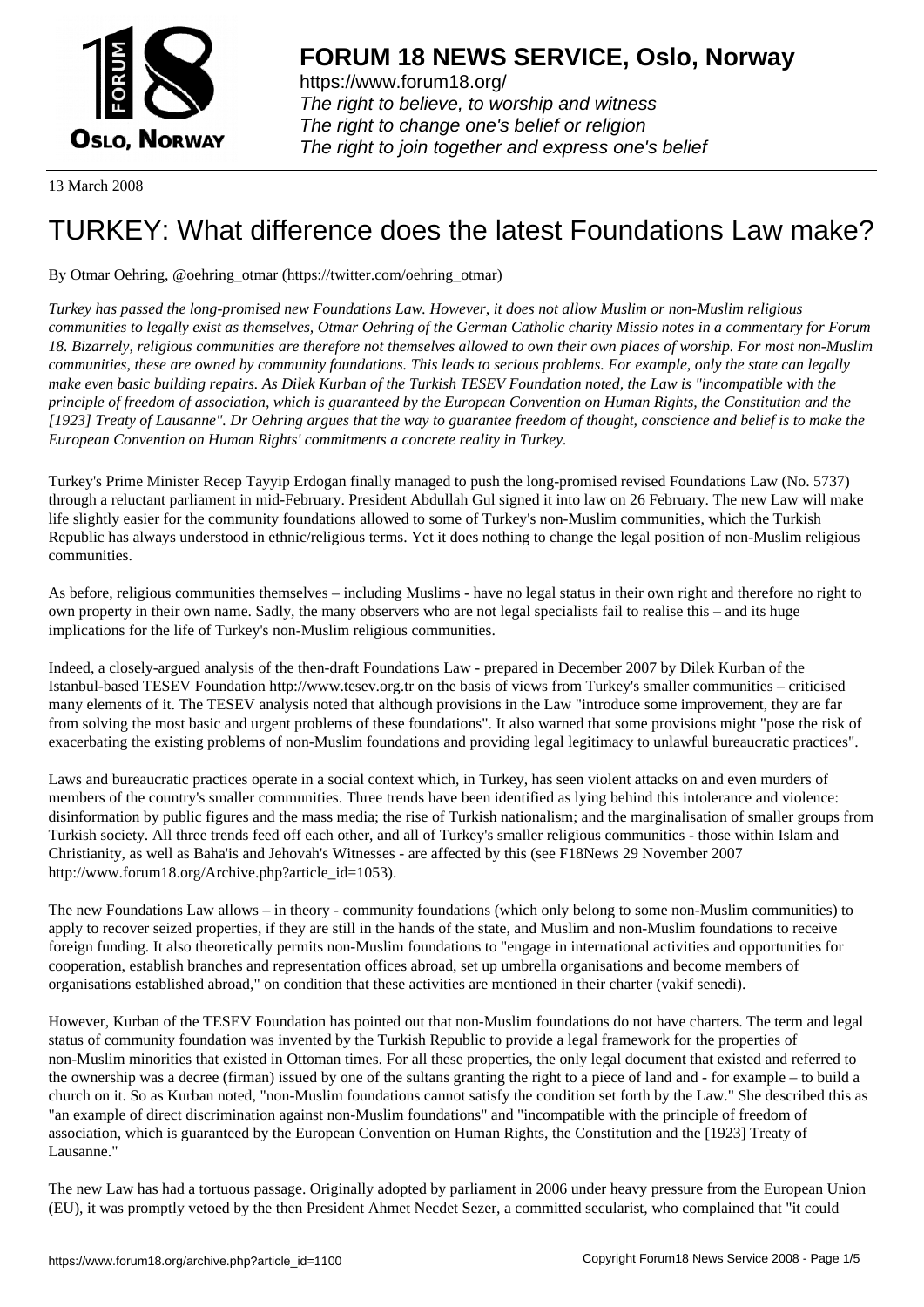# FORUM 18 NEWS SERVICE, Oslo, Norway

https://www.forum18.org/
*The right to believe, to worship and witness*
*The right to change one's belief or religion*
*The right to join together and express one's belief*

13 March 2008

# TURKEY: What difference does the latest Foundations Law make?

By Otmar Oehring, @oehring_otmar (https://twitter.com/oehring_otmar)

*Turkey has passed the long-promised new Foundations Law. However, it does not allow Muslim or non-Muslim religious communities to legally exist as themselves, Otmar Oehring of the German Catholic charity Missio notes in a commentary for Forum 18. Bizarrely, religious communities are therefore not themselves allowed to own their own places of worship. For most non-Muslim communities, these are owned by community foundations. This leads to serious problems. For example, only the state can legally make even basic building repairs. As Dilek Kurban of the Turkish TESEV Foundation noted, the Law is "incompatible with the principle of freedom of association, which is guaranteed by the European Convention on Human Rights, the Constitution and the [1923] Treaty of Lausanne". Dr Oehring argues that the way to guarantee freedom of thought, conscience and belief is to make the European Convention on Human Rights' commitments a concrete reality in Turkey.*

Turkey's Prime Minister Recep Tayyip Erdogan finally managed to push the long-promised revised Foundations Law (No. 5737) through a reluctant parliament in mid-February. President Abdullah Gul signed it into law on 26 February. The new Law will make life slightly easier for the community foundations allowed to some of Turkey's non-Muslim communities, which the Turkish Republic has always understood in ethnic/religious terms. Yet it does nothing to change the legal position of non-Muslim religious communities.

As before, religious communities themselves – including Muslims - have no legal status in their own right and therefore no right to own property in their own name. Sadly, the many observers who are not legal specialists fail to realise this – and its huge implications for the life of Turkey's non-Muslim religious communities.

Indeed, a closely-argued analysis of the then-draft Foundations Law - prepared in December 2007 by Dilek Kurban of the Istanbul-based TESEV Foundation http://www.tesev.org.tr on the basis of views from Turkey's smaller communities – criticised many elements of it. The TESEV analysis noted that although provisions in the Law "introduce some improvement, they are far from solving the most basic and urgent problems of these foundations". It also warned that some provisions might "pose the risk of exacerbating the existing problems of non-Muslim foundations and providing legal legitimacy to unlawful bureaucratic practices".

Laws and bureaucratic practices operate in a social context which, in Turkey, has seen violent attacks on and even murders of members of the country's smaller communities. Three trends have been identified as lying behind this intolerance and violence: disinformation by public figures and the mass media; the rise of Turkish nationalism; and the marginalisation of smaller groups from Turkish society. All three trends feed off each other, and all of Turkey's smaller religious communities - those within Islam and Christianity, as well as Baha'is and Jehovah's Witnesses - are affected by this (see F18News 29 November 2007 http://www.forum18.org/Archive.php?article_id=1053).

The new Foundations Law allows – in theory - community foundations (which only belong to some non-Muslim communities) to apply to recover seized properties, if they are still in the hands of the state, and Muslim and non-Muslim foundations to receive foreign funding. It also theoretically permits non-Muslim foundations to "engage in international activities and opportunities for cooperation, establish branches and representation offices abroad, set up umbrella organisations and become members of organisations established abroad," on condition that these activities are mentioned in their charter (vakif senedi).

However, Kurban of the TESEV Foundation has pointed out that non-Muslim foundations do not have charters. The term and legal status of community foundation was invented by the Turkish Republic to provide a legal framework for the properties of non-Muslim minorities that existed in Ottoman times. For all these properties, the only legal document that existed and referred to the ownership was a decree (firman) issued by one of the sultans granting the right to a piece of land and - for example – to build a church on it. So as Kurban noted, "non-Muslim foundations cannot satisfy the condition set forth by the Law." She described this as "an example of direct discrimination against non-Muslim foundations" and "incompatible with the principle of freedom of association, which is guaranteed by the European Convention on Human Rights, the Constitution and the [1923] Treaty of Lausanne."

The new Law has had a tortuous passage. Originally adopted by parliament in 2006 under heavy pressure from the European Union (EU), it was promptly vetoed by the then President Ahmet Necdet Sezer, a committed secularist, who complained that "it could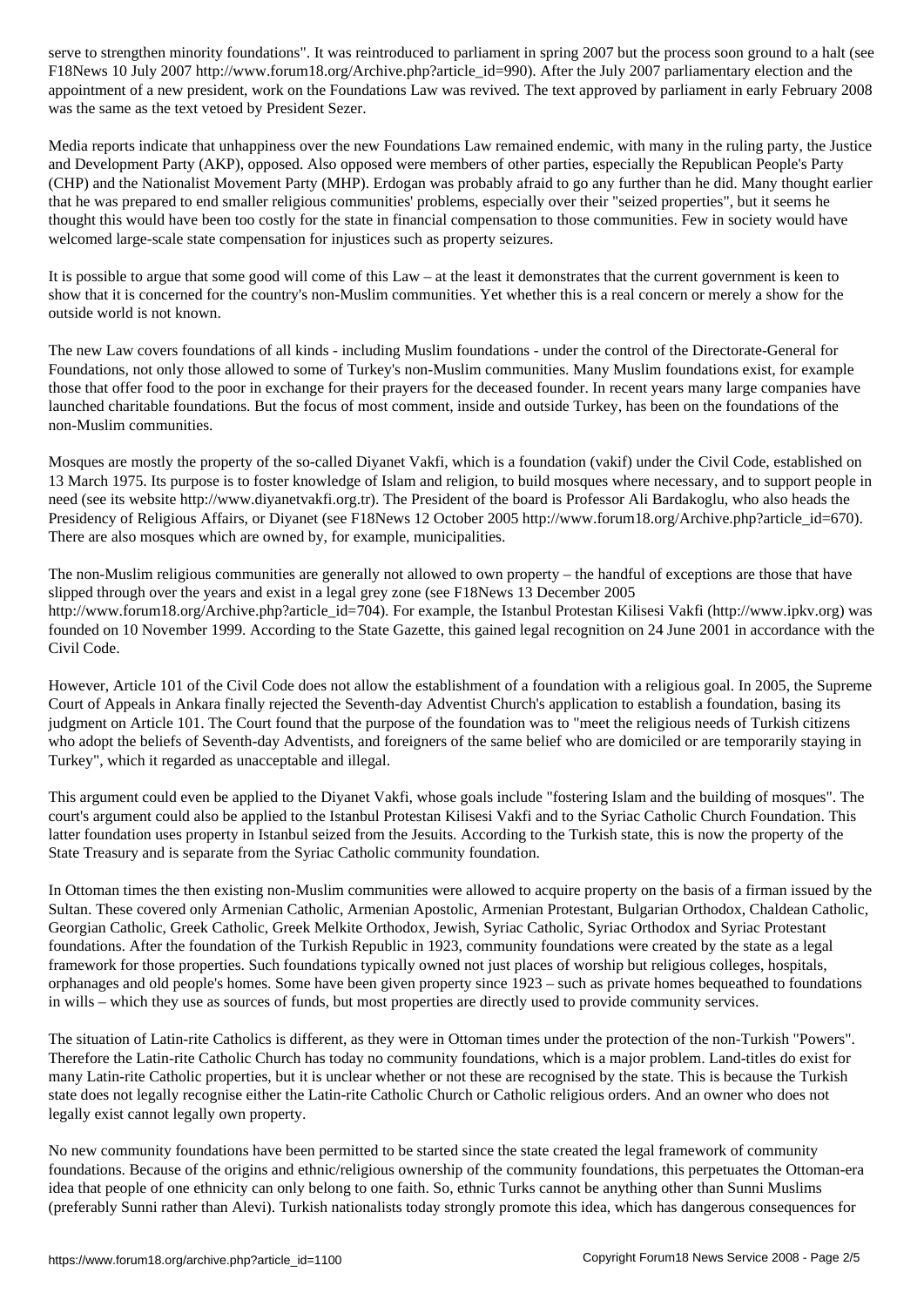serve to strengthen minority foundations". It was reintroduced to parliament in spring 2007 but the process soon ground to a halt (see F18News 10 July 2007 http://www.forum18.org/Archive.php?article_id=990). After the July 2007 parliamentary election and the appointment of a new president, work on the Foundations Law was revived. The text approved by parliament in early February 2008 was the same as the text vetoed by President Sezer.

Media reports indicate that unhappiness over the new Foundations Law remained endemic, with many in the ruling party, the Justice and Development Party (AKP), opposed. Also opposed were members of other parties, especially the Republican People's Party (CHP) and the Nationalist Movement Party (MHP). Erdogan was probably afraid to go any further than he did. Many thought earlier that he was prepared to end smaller religious communities' problems, especially over their "seized properties", but it seems he thought this would have been too costly for the state in financial compensation to those communities. Few in society would have welcomed large-scale state compensation for injustices such as property seizures.

It is possible to argue that some good will come of this Law – at the least it demonstrates that the current government is keen to show that it is concerned for the country's non-Muslim communities. Yet whether this is a real concern or merely a show for the outside world is not known.

The new Law covers foundations of all kinds - including Muslim foundations - under the control of the Directorate-General for Foundations, not only those allowed to some of Turkey's non-Muslim communities. Many Muslim foundations exist, for example those that offer food to the poor in exchange for their prayers for the deceased founder. In recent years many large companies have launched charitable foundations. But the focus of most comment, inside and outside Turkey, has been on the foundations of the non-Muslim communities.

Mosques are mostly the property of the so-called Diyanet Vakfi, which is a foundation (vakif) under the Civil Code, established on 13 March 1975. Its purpose is to foster knowledge of Islam and religion, to build mosques where necessary, and to support people in need (see its website http://www.diyanetvakfi.org.tr). The President of the board is Professor Ali Bardakoglu, who also heads the Presidency of Religious Affairs, or Diyanet (see F18News 12 October 2005 http://www.forum18.org/Archive.php?article_id=670). There are also mosques which are owned by, for example, municipalities.

The non-Muslim religious communities are generally not allowed to own property – the handful of exceptions are those that have slipped through over the years and exist in a legal grey zone (see F18News 13 December 2005 http://www.forum18.org/Archive.php?article_id=704). For example, the Istanbul Protestan Kilisesi Vakfi (http://www.ipkv.org) was founded on 10 November 1999. According to the State Gazette, this gained legal recognition on 24 June 2001 in accordance with the Civil Code.

However, Article 101 of the Civil Code does not allow the establishment of a foundation with a religious goal. In 2005, the Supreme Court of Appeals in Ankara finally rejected the Seventh-day Adventist Church's application to establish a foundation, basing its judgment on Article 101. The Court found that the purpose of the foundation was to "meet the religious needs of Turkish citizens who adopt the beliefs of Seventh-day Adventists, and foreigners of the same belief who are domiciled or are temporarily staying in Turkey", which it regarded as unacceptable and illegal.

This argument could even be applied to the Diyanet Vakfi, whose goals include "fostering Islam and the building of mosques". The court's argument could also be applied to the Istanbul Protestan Kilisesi Vakfi and to the Syriac Catholic Church Foundation. This latter foundation uses property in Istanbul seized from the Jesuits. According to the Turkish state, this is now the property of the State Treasury and is separate from the Syriac Catholic community foundation.

In Ottoman times the then existing non-Muslim communities were allowed to acquire property on the basis of a firman issued by the Sultan. These covered only Armenian Catholic, Armenian Apostolic, Armenian Protestant, Bulgarian Orthodox, Chaldean Catholic, Georgian Catholic, Greek Catholic, Greek Melkite Orthodox, Jewish, Syriac Catholic, Syriac Orthodox and Syriac Protestant foundations. After the foundation of the Turkish Republic in 1923, community foundations were created by the state as a legal framework for those properties. Such foundations typically owned not just places of worship but religious colleges, hospitals, orphanages and old people's homes. Some have been given property since 1923 – such as private homes bequeathed to foundations in wills – which they use as sources of funds, but most properties are directly used to provide community services.

The situation of Latin-rite Catholics is different, as they were in Ottoman times under the protection of the non-Turkish "Powers". Therefore the Latin-rite Catholic Church has today no community foundations, which is a major problem. Land-titles do exist for many Latin-rite Catholic properties, but it is unclear whether or not these are recognised by the state. This is because the Turkish state does not legally recognise either the Latin-rite Catholic Church or Catholic religious orders. And an owner who does not legally exist cannot legally own property.

No new community foundations have been permitted to be started since the state created the legal framework of community foundations. Because of the origins and ethnic/religious ownership of the community foundations, this perpetuates the Ottoman-era idea that people of one ethnicity can only belong to one faith. So, ethnic Turks cannot be anything other than Sunni Muslims (preferably Sunni rather than Alevi). Turkish nationalists today strongly promote this idea, which has dangerous consequences for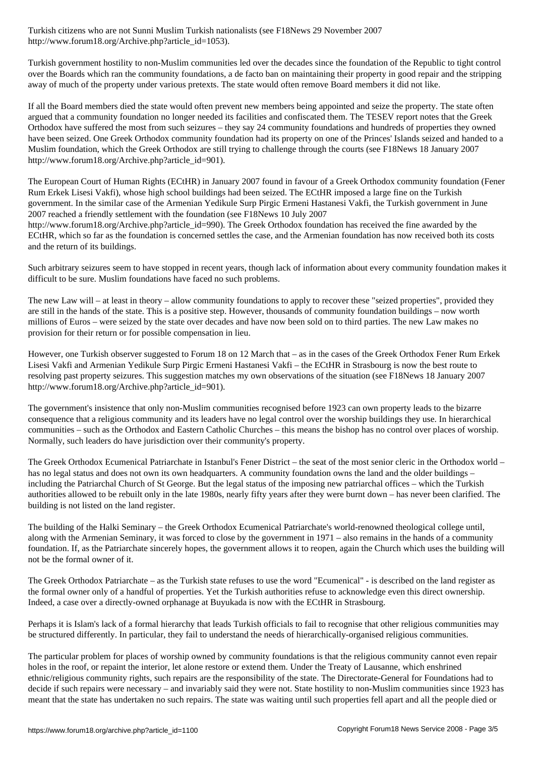Turkish citizens who are not Sunni Muslim Turkish nationalists (see F18News 29 November 2007 http://www.forum18.org/Archive.php?article_id=1053).

Turkish government hostility to non-Muslim communities led over the decades since the foundation of the Republic to tight control over the Boards which ran the community foundations, a de facto ban on maintaining their property in good repair and the stripping away of much of the property under various pretexts. The state would often remove Board members it did not like.

If all the Board members died the state would often prevent new members being appointed and seize the property. The state often argued that a community foundation no longer needed its facilities and confiscated them. The TESEV report notes that the Greek Orthodox have suffered the most from such seizures – they say 24 community foundations and hundreds of properties they owned have been seized. One Greek Orthodox community foundation had its property on one of the Princes' Islands seized and handed to a Muslim foundation, which the Greek Orthodox are still trying to challenge through the courts (see F18News 18 January 2007 http://www.forum18.org/Archive.php?article_id=901).

The European Court of Human Rights (ECtHR) in January 2007 found in favour of a Greek Orthodox community foundation (Fener Rum Erkek Lisesi Vakfi), whose high school buildings had been seized. The ECtHR imposed a large fine on the Turkish government. In the similar case of the Armenian Yedikule Surp Pirgic Ermeni Hastanesi Vakfi, the Turkish government in June 2007 reached a friendly settlement with the foundation (see F18News 10 July 2007 http://www.forum18.org/Archive.php?article_id=990). The Greek Orthodox foundation has received the fine awarded by the ECtHR, which so far as the foundation is concerned settles the case, and the Armenian foundation has now received both its costs and the return of its buildings.

Such arbitrary seizures seem to have stopped in recent years, though lack of information about every community foundation makes it difficult to be sure. Muslim foundations have faced no such problems.

The new Law will – at least in theory – allow community foundations to apply to recover these "seized properties", provided they are still in the hands of the state. This is a positive step. However, thousands of community foundation buildings – now worth millions of Euros – were seized by the state over decades and have now been sold on to third parties. The new Law makes no provision for their return or for possible compensation in lieu.

However, one Turkish observer suggested to Forum 18 on 12 March that – as in the cases of the Greek Orthodox Fener Rum Erkek Lisesi Vakfi and Armenian Yedikule Surp Pirgic Ermeni Hastanesi Vakfi – the ECtHR in Strasbourg is now the best route to resolving past property seizures. This suggestion matches my own observations of the situation (see F18News 18 January 2007 http://www.forum18.org/Archive.php?article_id=901).

The government's insistence that only non-Muslim communities recognised before 1923 can own property leads to the bizarre consequence that a religious community and its leaders have no legal control over the worship buildings they use. In hierarchical communities – such as the Orthodox and Eastern Catholic Churches – this means the bishop has no control over places of worship. Normally, such leaders do have jurisdiction over their community's property.

The Greek Orthodox Ecumenical Patriarchate in Istanbul's Fener District – the seat of the most senior cleric in the Orthodox world – has no legal status and does not own its own headquarters. A community foundation owns the land and the older buildings – including the Patriarchal Church of St George. But the legal status of the imposing new patriarchal offices – which the Turkish authorities allowed to be rebuilt only in the late 1980s, nearly fifty years after they were burnt down – has never been clarified. The building is not listed on the land register.

The building of the Halki Seminary – the Greek Orthodox Ecumenical Patriarchate's world-renowned theological college until, along with the Armenian Seminary, it was forced to close by the government in 1971 – also remains in the hands of a community foundation. If, as the Patriarchate sincerely hopes, the government allows it to reopen, again the Church which uses the building will not be the formal owner of it.

The Greek Orthodox Patriarchate – as the Turkish state refuses to use the word "Ecumenical" - is described on the land register as the formal owner only of a handful of properties. Yet the Turkish authorities refuse to acknowledge even this direct ownership. Indeed, a case over a directly-owned orphanage at Buyukada is now with the ECtHR in Strasbourg.

Perhaps it is Islam's lack of a formal hierarchy that leads Turkish officials to fail to recognise that other religious communities may be structured differently. In particular, they fail to understand the needs of hierarchically-organised religious communities.

The particular problem for places of worship owned by community foundations is that the religious community cannot even repair holes in the roof, or repaint the interior, let alone restore or extend them. Under the Treaty of Lausanne, which enshrined ethnic/religious community rights, such repairs are the responsibility of the state. The Directorate-General for Foundations had to decide if such repairs were necessary – and invariably said they were not. State hostility to non-Muslim communities since 1923 has meant that the state has undertaken no such repairs. The state was waiting until such properties fell apart and all the people died or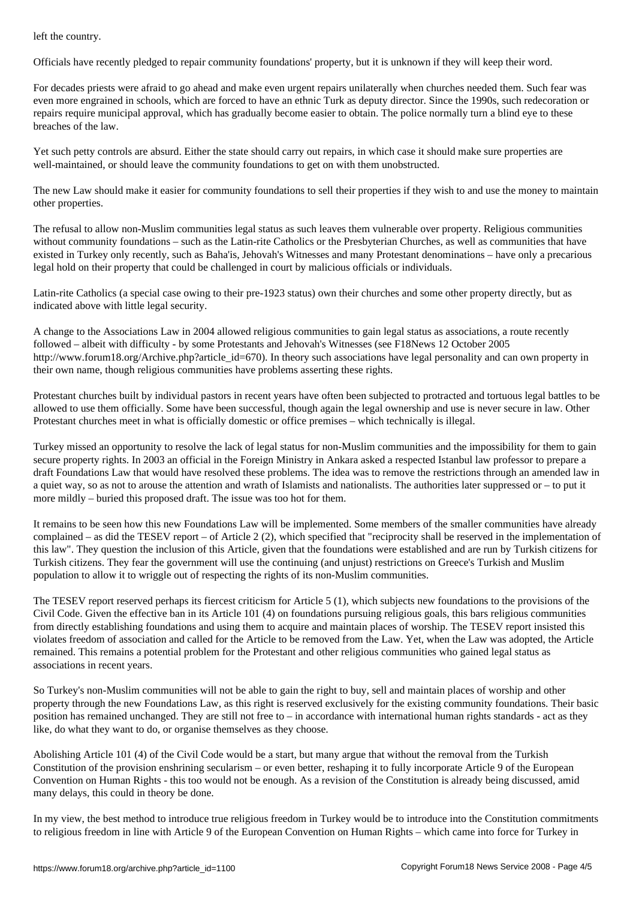left the country.

Officials have recently pledged to repair community foundations' property, but it is unknown if they will keep their word.

For decades priests were afraid to go ahead and make even urgent repairs unilaterally when churches needed them. Such fear was even more engrained in schools, which are forced to have an ethnic Turk as deputy director. Since the 1990s, such redecoration or repairs require municipal approval, which has gradually become easier to obtain. The police normally turn a blind eye to these breaches of the law.

Yet such petty controls are absurd. Either the state should carry out repairs, in which case it should make sure properties are well-maintained, or should leave the community foundations to get on with them unobstructed.

The new Law should make it easier for community foundations to sell their properties if they wish to and use the money to maintain other properties.

The refusal to allow non-Muslim communities legal status as such leaves them vulnerable over property. Religious communities without community foundations – such as the Latin-rite Catholics or the Presbyterian Churches, as well as communities that have existed in Turkey only recently, such as Baha'is, Jehovah's Witnesses and many Protestant denominations – have only a precarious legal hold on their property that could be challenged in court by malicious officials or individuals.

Latin-rite Catholics (a special case owing to their pre-1923 status) own their churches and some other property directly, but as indicated above with little legal security.

A change to the Associations Law in 2004 allowed religious communities to gain legal status as associations, a route recently followed – albeit with difficulty - by some Protestants and Jehovah's Witnesses (see F18News 12 October 2005 http://www.forum18.org/Archive.php?article_id=670). In theory such associations have legal personality and can own property in their own name, though religious communities have problems asserting these rights.

Protestant churches built by individual pastors in recent years have often been subjected to protracted and tortuous legal battles to be allowed to use them officially. Some have been successful, though again the legal ownership and use is never secure in law. Other Protestant churches meet in what is officially domestic or office premises – which technically is illegal.

Turkey missed an opportunity to resolve the lack of legal status for non-Muslim communities and the impossibility for them to gain secure property rights. In 2003 an official in the Foreign Ministry in Ankara asked a respected Istanbul law professor to prepare a draft Foundations Law that would have resolved these problems. The idea was to remove the restrictions through an amended law in a quiet way, so as not to arouse the attention and wrath of Islamists and nationalists. The authorities later suppressed or – to put it more mildly – buried this proposed draft. The issue was too hot for them.

It remains to be seen how this new Foundations Law will be implemented. Some members of the smaller communities have already complained – as did the TESEV report – of Article 2 (2), which specified that "reciprocity shall be reserved in the implementation of this law". They question the inclusion of this Article, given that the foundations were established and are run by Turkish citizens for Turkish citizens. They fear the government will use the continuing (and unjust) restrictions on Greece's Turkish and Muslim population to allow it to wriggle out of respecting the rights of its non-Muslim communities.

The TESEV report reserved perhaps its fiercest criticism for Article 5 (1), which subjects new foundations to the provisions of the Civil Code. Given the effective ban in its Article 101 (4) on foundations pursuing religious goals, this bars religious communities from directly establishing foundations and using them to acquire and maintain places of worship. The TESEV report insisted this violates freedom of association and called for the Article to be removed from the Law. Yet, when the Law was adopted, the Article remained. This remains a potential problem for the Protestant and other religious communities who gained legal status as associations in recent years.

So Turkey's non-Muslim communities will not be able to gain the right to buy, sell and maintain places of worship and other property through the new Foundations Law, as this right is reserved exclusively for the existing community foundations. Their basic position has remained unchanged. They are still not free to – in accordance with international human rights standards - act as they like, do what they want to do, or organise themselves as they choose.

Abolishing Article 101 (4) of the Civil Code would be a start, but many argue that without the removal from the Turkish Constitution of the provision enshrining secularism – or even better, reshaping it to fully incorporate Article 9 of the European Convention on Human Rights - this too would not be enough. As a revision of the Constitution is already being discussed, amid many delays, this could in theory be done.

In my view, the best method to introduce true religious freedom in Turkey would be to introduce into the Constitution commitments to religious freedom in line with Article 9 of the European Convention on Human Rights – which came into force for Turkey in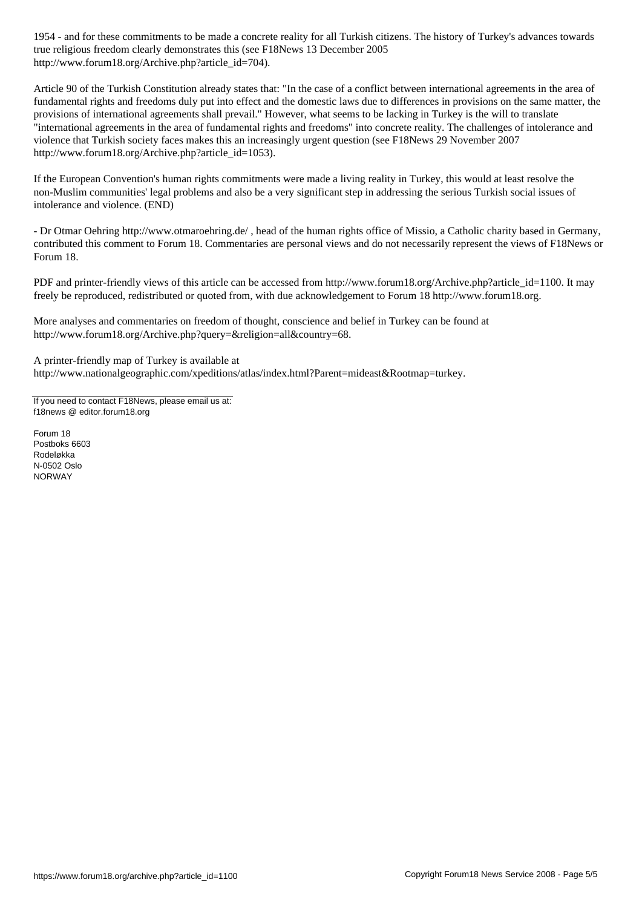1954 - and for these commitments to be made a concrete reality for all Turkish citizens. The history of Turkey's advances towards true religious freedom clearly demonstrates this (see F18News 13 December 2005 http://www.forum18.org/Archive.php?article_id=704).

Article 90 of the Turkish Constitution already states that: "In the case of a conflict between international agreements in the area of fundamental rights and freedoms duly put into effect and the domestic laws due to differences in provisions on the same matter, the provisions of international agreements shall prevail." However, what seems to be lacking in Turkey is the will to translate "international agreements in the area of fundamental rights and freedoms" into concrete reality. The challenges of intolerance and violence that Turkish society faces makes this an increasingly urgent question (see F18News 29 November 2007 http://www.forum18.org/Archive.php?article_id=1053).

If the European Convention's human rights commitments were made a living reality in Turkey, this would at least resolve the non-Muslim communities' legal problems and also be a very significant step in addressing the serious Turkish social issues of intolerance and violence. (END)

- Dr Otmar Oehring http://www.otmaroehring.de/ , head of the human rights office of Missio, a Catholic charity based in Germany, contributed this comment to Forum 18. Commentaries are personal views and do not necessarily represent the views of F18News or Forum 18.

PDF and printer-friendly views of this article can be accessed from http://www.forum18.org/Archive.php?article_id=1100. It may freely be reproduced, redistributed or quoted from, with due acknowledgement to Forum 18 http://www.forum18.org.

More analyses and commentaries on freedom of thought, conscience and belief in Turkey can be found at http://www.forum18.org/Archive.php?query=&religion=all&country=68.

A printer-friendly map of Turkey is available at http://www.nationalgeographic.com/xpeditions/atlas/index.html?Parent=mideast&Rootmap=turkey.

If you need to contact F18News, please email us at:
f18news @ editor.forum18.org

Forum 18
Postboks 6603
Rodeløkka
N-0502 Oslo
NORWAY